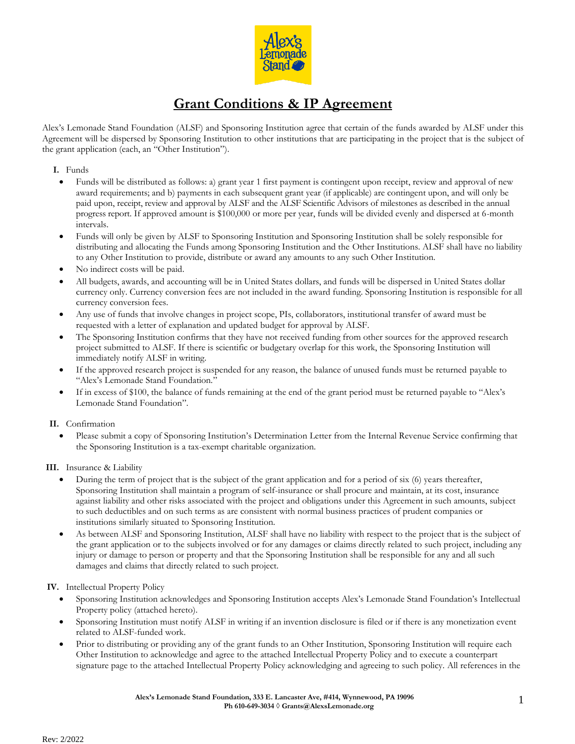# Grant Conditions & IP Agreement

Alex's Lemonade Stand Foundation (ALSF) and Sponsoring Institution agree that certain of the funds awarded by ALSF under this Agreement will be dispersed by Sponsoring Institution to other institutions that are participating in the project that is the subject of the grant application (each, an "Other Institution").

**I.** Funds

- Funds will be distributed as follows: a) grant year 1 first payment is contingent upon receipt, review and approval of new award requirements; and b) payments in each subsequent grant year (if applicable) are contingent upon, and will only be paid upon, receipt, review and approval by ALSF and the ALSF Scientific Advisors of milestones as described in the annual progress report. If approved amount is $100,000 or more per year, funds will be divided evenly and dispersed at 6-month intervals.
- Funds will only be given by ALSF to Sponsoring Institution and Sponsoring Institution shall be solely responsible for distributing and allocating the Funds among Sponsoring Institution and the Other Institutions. ALSF shall have no liability to any Other Institution to provide, distribute or award any amounts to any such Other Institution.
- No indirect costs will be paid.
- All budgets, awards, and accounting will be in United States dollars, and funds will be dispersed in United States dollar currency only. Currency conversion fees are not included in the award funding. Sponsoring Institution is responsible for all currency conversion fees.
- Any use of funds that involve changes in project scope, PIs, collaborators, institutional transfer of award must be requested with a letter of explanation and updated budget for approval by ALSF.
- The Sponsoring Institution confirms that they have not received funding from other sources for the approved research project submitted to ALSF. If there is scientific or budgetary overlap for this work, the Sponsoring Institution will immediately notify ALSF in writing.
- If the approved research project is suspended for any reason, the balance of unused funds must be returned payable to "Alex's Lemonade Stand Foundation."
- If in excess of $100, the balance of funds remaining at the end of the grant period must be returned payable to "Alex's Lemonade Stand Foundation".

**II.** Confirmation

- Please submit a copy of Sponsoring Institution's Determination Letter from the Internal Revenue Service confirming that the Sponsoring Institution is a tax-exempt charitable organization.

**III.** Insurance & Liability

- During the term of project that is the subject of the grant application and for a period of six (6) years thereafter, Sponsoring Institution shall maintain a program of self-insurance or shall procure and maintain, at its cost, insurance against liability and other risks associated with the project and obligations under this Agreement in such amounts, subject to such deductibles and on such terms as are consistent with normal business practices of prudent companies or institutions similarly situated to Sponsoring Institution.
- As between ALSF and Sponsoring Institution, ALSF shall have no liability with respect to the project that is the subject of the grant application or to the subjects involved or for any damages or claims directly related to such project, including any injury or damage to person or property and that the Sponsoring Institution shall be responsible for any and all such damages and claims that directly related to such project.

**IV.** Intellectual Property Policy

- Sponsoring Institution acknowledges and Sponsoring Institution accepts Alex's Lemonade Stand Foundation's Intellectual Property policy (attached hereto).
- Sponsoring Institution must notify ALSF in writing if an invention disclosure is filed or if there is any monetization event related to ALSF-funded work.
- Prior to distributing or providing any of the grant funds to an Other Institution, Sponsoring Institution will require each Other Institution to acknowledge and agree to the attached Intellectual Property Policy and to execute a counterpart signature page to the attached Intellectual Property Policy acknowledging and agreeing to such policy. All references in the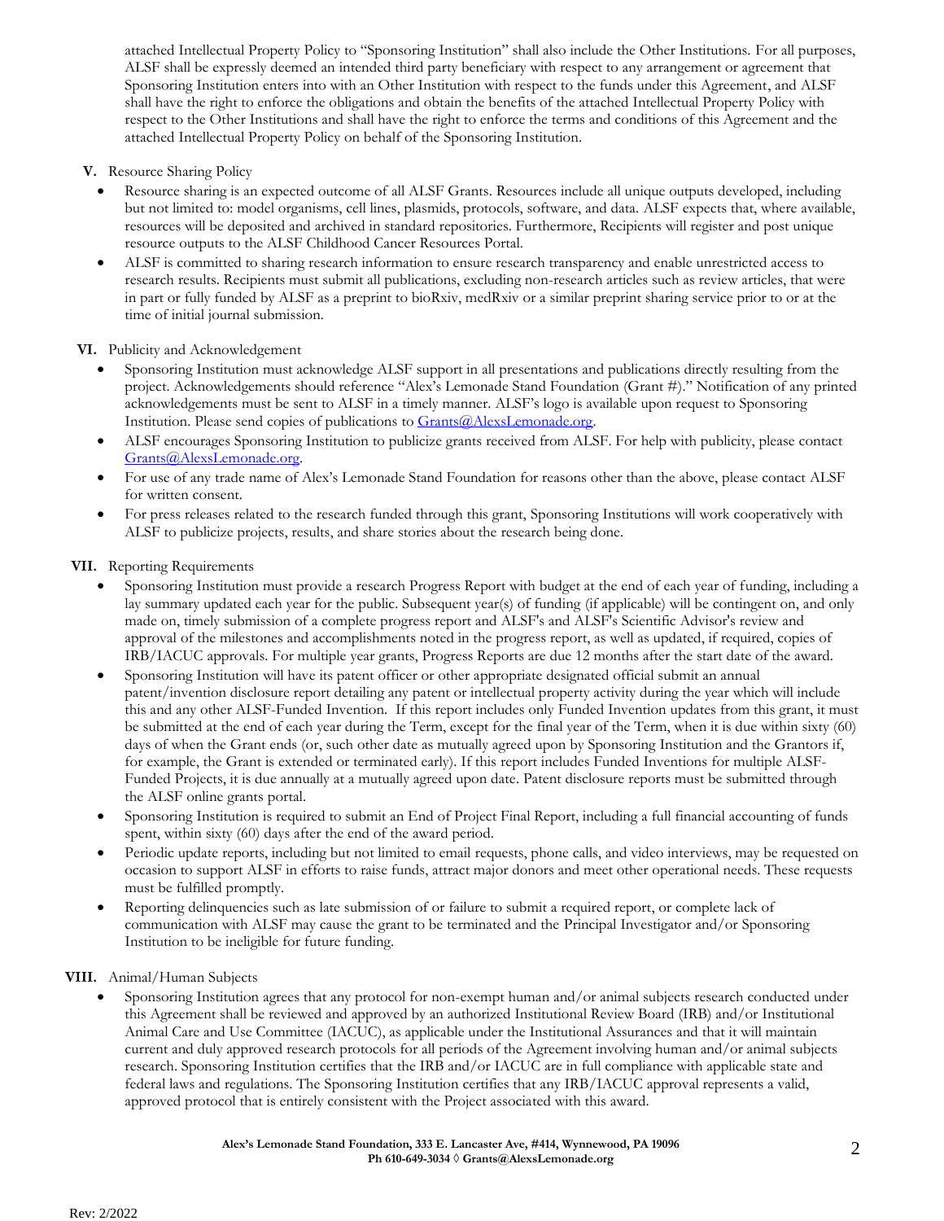attached Intellectual Property Policy to "Sponsoring Institution" shall also include the Other Institutions. For all purposes, ALSF shall be expressly deemed an intended third party beneficiary with respect to any arrangement or agreement that Sponsoring Institution enters into with an Other Institution with respect to the funds under this Agreement, and ALSF shall have the right to enforce the obligations and obtain the benefits of the attached Intellectual Property Policy with respect to the Other Institutions and shall have the right to enforce the terms and conditions of this Agreement and the attached Intellectual Property Policy on behalf of the Sponsoring Institution.

**V.** Resource Sharing Policy

- Resource sharing is an expected outcome of all ALSF Grants. Resources include all unique outputs developed, including but not limited to: model organisms, cell lines, plasmids, protocols, software, and data. ALSF expects that, where available, resources will be deposited and archived in standard repositories. Furthermore, Recipients will register and post unique resource outputs to the ALSF Childhood Cancer Resources Portal.
- ALSF is committed to sharing research information to ensure research transparency and enable unrestricted access to research results. Recipients must submit all publications, excluding non-research articles such as review articles, that were in part or fully funded by ALSF as a preprint to bioRxiv, medRxiv or a similar preprint sharing service prior to or at the time of initial journal submission.

**VI.** Publicity and Acknowledgement

- Sponsoring Institution must acknowledge ALSF support in all presentations and publications directly resulting from the project. Acknowledgements should reference "Alex's Lemonade Stand Foundation (Grant #)." Notification of any printed acknowledgements must be sent to ALSF in a timely manner. ALSF's logo is available upon request to Sponsoring Institution. Please send copies of publications to Grants@AlexsLemonade.org.
- ALSF encourages Sponsoring Institution to publicize grants received from ALSF. For help with publicity, please contact Grants@AlexsLemonade.org.
- For use of any trade name of Alex's Lemonade Stand Foundation for reasons other than the above, please contact ALSF for written consent.
- For press releases related to the research funded through this grant, Sponsoring Institutions will work cooperatively with ALSF to publicize projects, results, and share stories about the research being done.

**VII.** Reporting Requirements

- Sponsoring Institution must provide a research Progress Report with budget at the end of each year of funding, including a lay summary updated each year for the public. Subsequent year(s) of funding (if applicable) will be contingent on, and only made on, timely submission of a complete progress report and ALSF's and ALSF's Scientific Advisor's review and approval of the milestones and accomplishments noted in the progress report, as well as updated, if required, copies of IRB/IACUC approvals. For multiple year grants, Progress Reports are due 12 months after the start date of the award.
- Sponsoring Institution will have its patent officer or other appropriate designated official submit an annual patent/invention disclosure report detailing any patent or intellectual property activity during the year which will include this and any other ALSF-Funded Invention. If this report includes only Funded Invention updates from this grant, it must be submitted at the end of each year during the Term, except for the final year of the Term, when it is due within sixty (60) days of when the Grant ends (or, such other date as mutually agreed upon by Sponsoring Institution and the Grantors if, for example, the Grant is extended or terminated early). If this report includes Funded Inventions for multiple ALSF-Funded Projects, it is due annually at a mutually agreed upon date. Patent disclosure reports must be submitted through the ALSF online grants portal.
- Sponsoring Institution is required to submit an End of Project Final Report, including a full financial accounting of funds spent, within sixty (60) days after the end of the award period.
- Periodic update reports, including but not limited to email requests, phone calls, and video interviews, may be requested on occasion to support ALSF in efforts to raise funds, attract major donors and meet other operational needs. These requests must be fulfilled promptly.
- Reporting delinquencies such as late submission of or failure to submit a required report, or complete lack of communication with ALSF may cause the grant to be terminated and the Principal Investigator and/or Sponsoring Institution to be ineligible for future funding.

**VIII.** Animal/Human Subjects

- Sponsoring Institution agrees that any protocol for non-exempt human and/or animal subjects research conducted under this Agreement shall be reviewed and approved by an authorized Institutional Review Board (IRB) and/or Institutional Animal Care and Use Committee (IACUC), as applicable under the Institutional Assurances and that it will maintain current and duly approved research protocols for all periods of the Agreement involving human and/or animal subjects research. Sponsoring Institution certifies that the IRB and/or IACUC are in full compliance with applicable state and federal laws and regulations. The Sponsoring Institution certifies that any IRB/IACUC approval represents a valid, approved protocol that is entirely consistent with the Project associated with this award.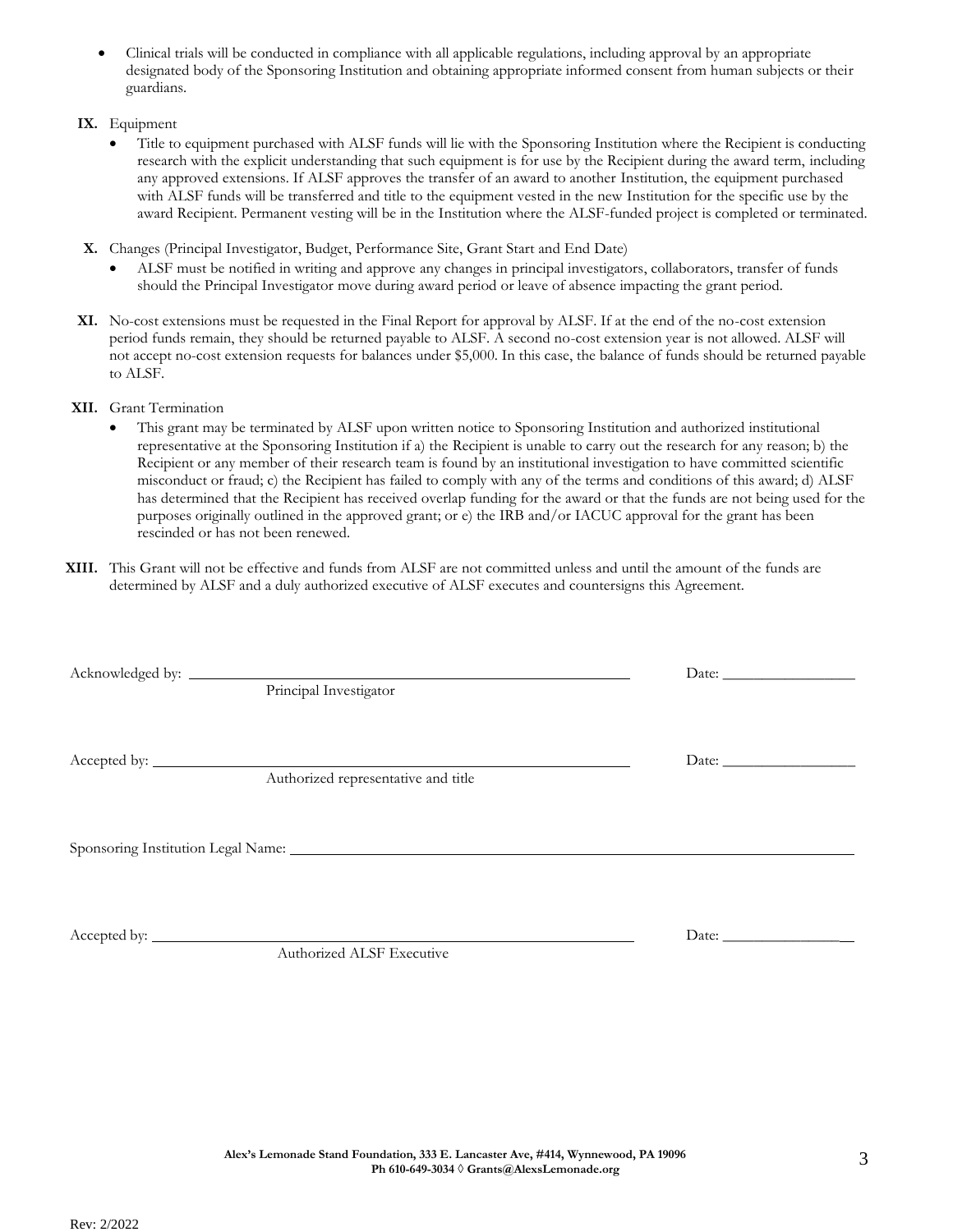- Clinical trials will be conducted in compliance with all applicable regulations, including approval by an appropriate designated body of the Sponsoring Institution and obtaining appropriate informed consent from human subjects or their guardians.

**IX.** Equipment

- Title to equipment purchased with ALSF funds will lie with the Sponsoring Institution where the Recipient is conducting research with the explicit understanding that such equipment is for use by the Recipient during the award term, including any approved extensions. If ALSF approves the transfer of an award to another Institution, the equipment purchased with ALSF funds will be transferred and title to the equipment vested in the new Institution for the specific use by the award Recipient. Permanent vesting will be in the Institution where the ALSF-funded project is completed or terminated.

**X.** Changes (Principal Investigator, Budget, Performance Site, Grant Start and End Date)

- ALSF must be notified in writing and approve any changes in principal investigators, collaborators, transfer of funds should the Principal Investigator move during award period or leave of absence impacting the grant period.

**XI.** No-cost extensions must be requested in the Final Report for approval by ALSF. If at the end of the no-cost extension period funds remain, they should be returned payable to ALSF. A second no-cost extension year is not allowed. ALSF will not accept no-cost extension requests for balances under $5,000. In this case, the balance of funds should be returned payable to ALSF.

**XII.** Grant Termination

- This grant may be terminated by ALSF upon written notice to Sponsoring Institution and authorized institutional representative at the Sponsoring Institution if a) the Recipient is unable to carry out the research for any reason; b) the Recipient or any member of their research team is found by an institutional investigation to have committed scientific misconduct or fraud; c) the Recipient has failed to comply with any of the terms and conditions of this award; d) ALSF has determined that the Recipient has received overlap funding for the award or that the funds are not being used for the purposes originally outlined in the approved grant; or e) the IRB and/or IACUC approval for the grant has been rescinded or has not been renewed.

**XIII.** This Grant will not be effective and funds from ALSF are not committed unless and until the amount of the funds are determined by ALSF and a duly authorized executive of ALSF executes and countersigns this Agreement.

Acknowledged by: ______________________________________ Date: ________________
Principal Investigator

Accepted by: ______________________________________ Date: ________________
Authorized representative and title

Sponsoring Institution Legal Name: ______________________________________

Accepted by: ______________________________________ Date: ________________
Authorized ALSF Executive

**Alex's Lemonade Stand Foundation, 333 E. Lancaster Ave, #414, Wynnewood, PA 19096**
**Ph 610-649-3034 ◊ Grants@AlexsLemonade.org**

Rev: 2/2022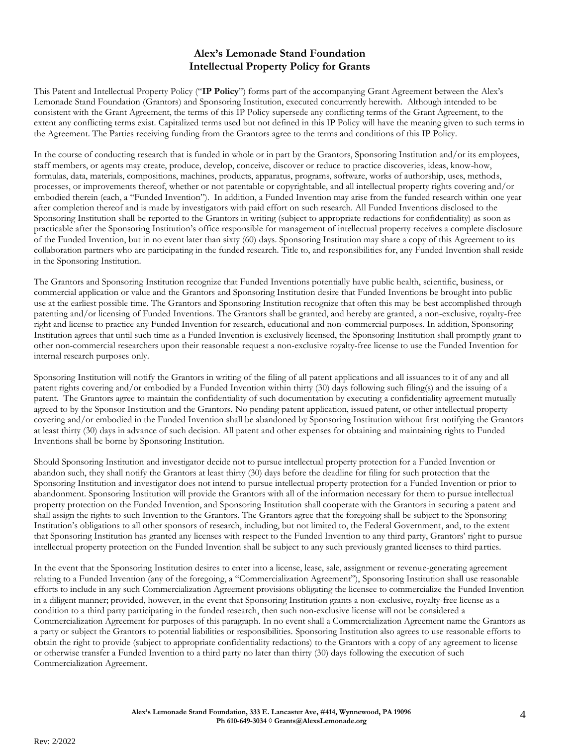# Alex's Lemonade Stand Foundation
## Intellectual Property Policy for Grants

This Patent and Intellectual Property Policy ("**IP Policy**") forms part of the accompanying Grant Agreement between the Alex's Lemonade Stand Foundation (Grantors) and Sponsoring Institution, executed concurrently herewith. Although intended to be consistent with the Grant Agreement, the terms of this IP Policy supersede any conflicting terms of the Grant Agreement, to the extent any conflicting terms exist. Capitalized terms used but not defined in this IP Policy will have the meaning given to such terms in the Agreement. The Parties receiving funding from the Grantors agree to the terms and conditions of this IP Policy.

In the course of conducting research that is funded in whole or in part by the Grantors, Sponsoring Institution and/or its employees, staff members, or agents may create, produce, develop, conceive, discover or reduce to practice discoveries, ideas, know-how, formulas, data, materials, compositions, machines, products, apparatus, programs, software, works of authorship, uses, methods, processes, or improvements thereof, whether or not patentable or copyrightable, and all intellectual property rights covering and/or embodied therein (each, a "Funded Invention"). In addition, a Funded Invention may arise from the funded research within one year after completion thereof and is made by investigators with paid effort on such research. All Funded Inventions disclosed to the Sponsoring Institution shall be reported to the Grantors in writing (subject to appropriate redactions for confidentiality) as soon as practicable after the Sponsoring Institution's office responsible for management of intellectual property receives a complete disclosure of the Funded Invention, but in no event later than sixty (60) days. Sponsoring Institution may share a copy of this Agreement to its collaboration partners who are participating in the funded research. Title to, and responsibilities for, any Funded Invention shall reside in the Sponsoring Institution.

The Grantors and Sponsoring Institution recognize that Funded Inventions potentially have public health, scientific, business, or commercial application or value and the Grantors and Sponsoring Institution desire that Funded Inventions be brought into public use at the earliest possible time. The Grantors and Sponsoring Institution recognize that often this may be best accomplished through patenting and/or licensing of Funded Inventions. The Grantors shall be granted, and hereby are granted, a non-exclusive, royalty-free right and license to practice any Funded Invention for research, educational and non-commercial purposes. In addition, Sponsoring Institution agrees that until such time as a Funded Invention is exclusively licensed, the Sponsoring Institution shall promptly grant to other non-commercial researchers upon their reasonable request a non-exclusive royalty-free license to use the Funded Invention for internal research purposes only.

Sponsoring Institution will notify the Grantors in writing of the filing of all patent applications and all issuances to it of any and all patent rights covering and/or embodied by a Funded Invention within thirty (30) days following such filing(s) and the issuing of a patent. The Grantors agree to maintain the confidentiality of such documentation by executing a confidentiality agreement mutually agreed to by the Sponsor Institution and the Grantors. No pending patent application, issued patent, or other intellectual property covering and/or embodied in the Funded Invention shall be abandoned by Sponsoring Institution without first notifying the Grantors at least thirty (30) days in advance of such decision. All patent and other expenses for obtaining and maintaining rights to Funded Inventions shall be borne by Sponsoring Institution.

Should Sponsoring Institution and investigator decide not to pursue intellectual property protection for a Funded Invention or abandon such, they shall notify the Grantors at least thirty (30) days before the deadline for filing for such protection that the Sponsoring Institution and investigator does not intend to pursue intellectual property protection for a Funded Invention or prior to abandonment. Sponsoring Institution will provide the Grantors with all of the information necessary for them to pursue intellectual property protection on the Funded Invention, and Sponsoring Institution shall cooperate with the Grantors in securing a patent and shall assign the rights to such Invention to the Grantors. The Grantors agree that the foregoing shall be subject to the Sponsoring Institution's obligations to all other sponsors of research, including, but not limited to, the Federal Government, and, to the extent that Sponsoring Institution has granted any licenses with respect to the Funded Invention to any third party, Grantors' right to pursue intellectual property protection on the Funded Invention shall be subject to any such previously granted licenses to third parties.

In the event that the Sponsoring Institution desires to enter into a license, lease, sale, assignment or revenue-generating agreement relating to a Funded Invention (any of the foregoing, a "Commercialization Agreement"), Sponsoring Institution shall use reasonable efforts to include in any such Commercialization Agreement provisions obligating the licensee to commercialize the Funded Invention in a diligent manner; provided, however, in the event that Sponsoring Institution grants a non-exclusive, royalty-free license as a condition to a third party participating in the funded research, then such non-exclusive license will not be considered a Commercialization Agreement for purposes of this paragraph. In no event shall a Commercialization Agreement name the Grantors as a party or subject the Grantors to potential liabilities or responsibilities. Sponsoring Institution also agrees to use reasonable efforts to obtain the right to provide (subject to appropriate confidentiality redactions) to the Grantors with a copy of any agreement to license or otherwise transfer a Funded Invention to a third party no later than thirty (30) days following the execution of such Commercialization Agreement.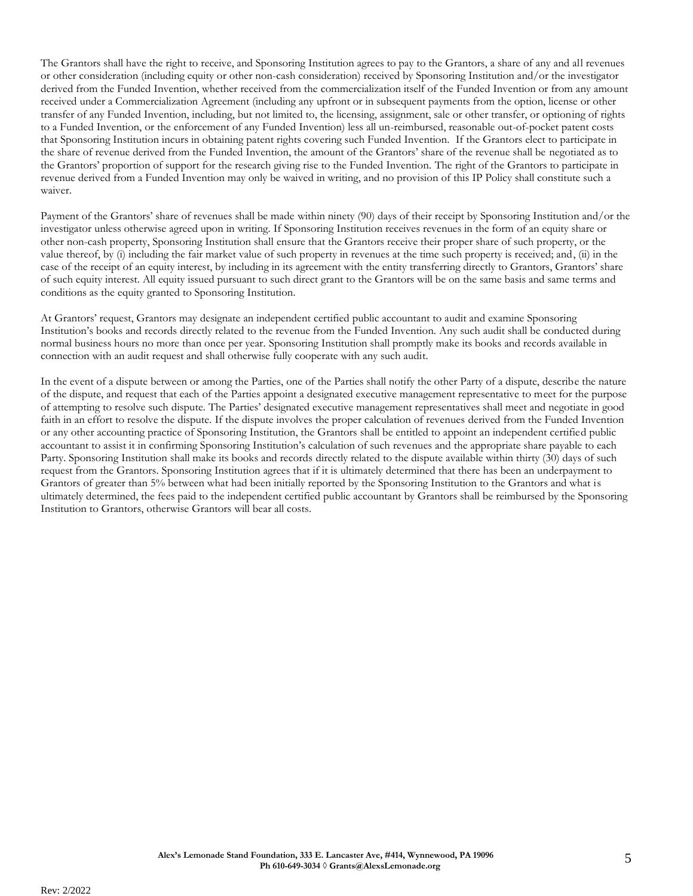The Grantors shall have the right to receive, and Sponsoring Institution agrees to pay to the Grantors, a share of any and all revenues or other consideration (including equity or other non-cash consideration) received by Sponsoring Institution and/or the investigator derived from the Funded Invention, whether received from the commercialization itself of the Funded Invention or from any amount received under a Commercialization Agreement (including any upfront or in subsequent payments from the option, license or other transfer of any Funded Invention, including, but not limited to, the licensing, assignment, sale or other transfer, or optioning of rights to a Funded Invention, or the enforcement of any Funded Invention) less all un-reimbursed, reasonable out-of-pocket patent costs that Sponsoring Institution incurs in obtaining patent rights covering such Funded Invention. If the Grantors elect to participate in the share of revenue derived from the Funded Invention, the amount of the Grantors' share of the revenue shall be negotiated as to the Grantors' proportion of support for the research giving rise to the Funded Invention. The right of the Grantors to participate in revenue derived from a Funded Invention may only be waived in writing, and no provision of this IP Policy shall constitute such a waiver.

Payment of the Grantors' share of revenues shall be made within ninety (90) days of their receipt by Sponsoring Institution and/or the investigator unless otherwise agreed upon in writing. If Sponsoring Institution receives revenues in the form of an equity share or other non-cash property, Sponsoring Institution shall ensure that the Grantors receive their proper share of such property, or the value thereof, by (i) including the fair market value of such property in revenues at the time such property is received; and, (ii) in the case of the receipt of an equity interest, by including in its agreement with the entity transferring directly to Grantors, Grantors' share of such equity interest. All equity issued pursuant to such direct grant to the Grantors will be on the same basis and same terms and conditions as the equity granted to Sponsoring Institution.

At Grantors' request, Grantors may designate an independent certified public accountant to audit and examine Sponsoring Institution's books and records directly related to the revenue from the Funded Invention. Any such audit shall be conducted during normal business hours no more than once per year. Sponsoring Institution shall promptly make its books and records available in connection with an audit request and shall otherwise fully cooperate with any such audit.

In the event of a dispute between or among the Parties, one of the Parties shall notify the other Party of a dispute, describe the nature of the dispute, and request that each of the Parties appoint a designated executive management representative to meet for the purpose of attempting to resolve such dispute. The Parties' designated executive management representatives shall meet and negotiate in good faith in an effort to resolve the dispute. If the dispute involves the proper calculation of revenues derived from the Funded Invention or any other accounting practice of Sponsoring Institution, the Grantors shall be entitled to appoint an independent certified public accountant to assist it in confirming Sponsoring Institution's calculation of such revenues and the appropriate share payable to each Party. Sponsoring Institution shall make its books and records directly related to the dispute available within thirty (30) days of such request from the Grantors. Sponsoring Institution agrees that if it is ultimately determined that there has been an underpayment to Grantors of greater than 5% between what had been initially reported by the Sponsoring Institution to the Grantors and what is ultimately determined, the fees paid to the independent certified public accountant by Grantors shall be reimbursed by the Sponsoring Institution to Grantors, otherwise Grantors will bear all costs.